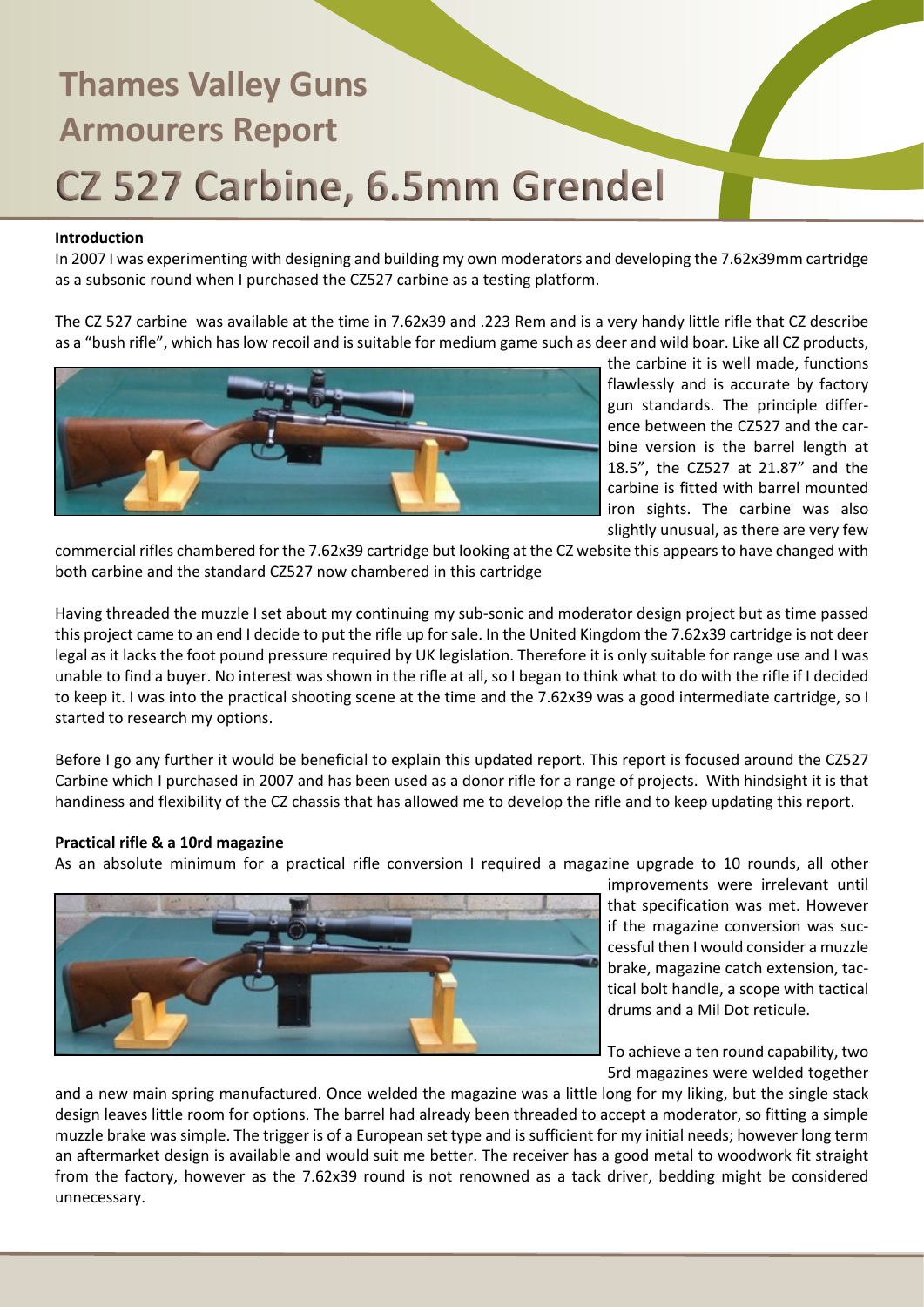# Thames Valley Guns Armourers Report

# CZ 527 Carbine, 6.5mm Grendel

**Introduction**

In 2007 I was experimenting with designing and building my own moderators and developing the 7.62x39mm cartridge as a subsonic round when I purchased the CZ527 carbine as a testing platform.

The CZ 527 carbine was available at the time in 7.62x39 and .223 Rem and is a very handy little rifle that CZ describe as a "bush rifle", which has low recoil and is suitable for medium game such as deer and wild boar. Like all CZ products, the carbine it is well made, functions flawlessly and is accurate by factory gun standards. The principle difference between the CZ527 and the carbine version is the barrel length at 18.5", the CZ527 at 21.87" and the carbine is fitted with barrel mounted iron sights. The carbine was also slightly unusual, as there are very few commercial rifles chambered for the 7.62x39 cartridge but looking at the CZ website this appears to have changed with both carbine and the standard CZ527 now chambered in this cartridge

Having threaded the muzzle I set about my continuing my sub-sonic and moderator design project but as time passed this project came to an end I decide to put the rifle up for sale. In the United Kingdom the 7.62x39 cartridge is not deer legal as it lacks the foot pound pressure required by UK legislation. Therefore it is only suitable for range use and I was unable to find a buyer. No interest was shown in the rifle at all, so I began to think what to do with the rifle if I decided to keep it. I was into the practical shooting scene at the time and the 7.62x39 was a good intermediate cartridge, so I started to research my options.

Before I go any further it would be beneficial to explain this updated report. This report is focused around the CZ527 Carbine which I purchased in 2007 and has been used as a donor rifle for a range of projects. With hindsight it is that handiness and flexibility of the CZ chassis that has allowed me to develop the rifle and to keep updating this report.

**Practical rifle & a 10rd magazine**

As an absolute minimum for a practical rifle conversion I required a magazine upgrade to 10 rounds, all other improvements were irrelevant until that specification was met. However if the magazine conversion was successful then I would consider a muzzle brake, magazine catch extension, tactical bolt handle, a scope with tactical drums and a Mil Dot reticule.

To achieve a ten round capability, two 5rd magazines were welded together and a new main spring manufactured. Once welded the magazine was a little long for my liking, but the single stack design leaves little room for options. The barrel had already been threaded to accept a moderator, so fitting a simple muzzle brake was simple. The trigger is of a European set type and is sufficient for my initial needs; however long term an aftermarket design is available and would suit me better. The receiver has a good metal to woodwork fit straight from the factory, however as the 7.62x39 round is not renowned as a tack driver, bedding might be considered unnecessary.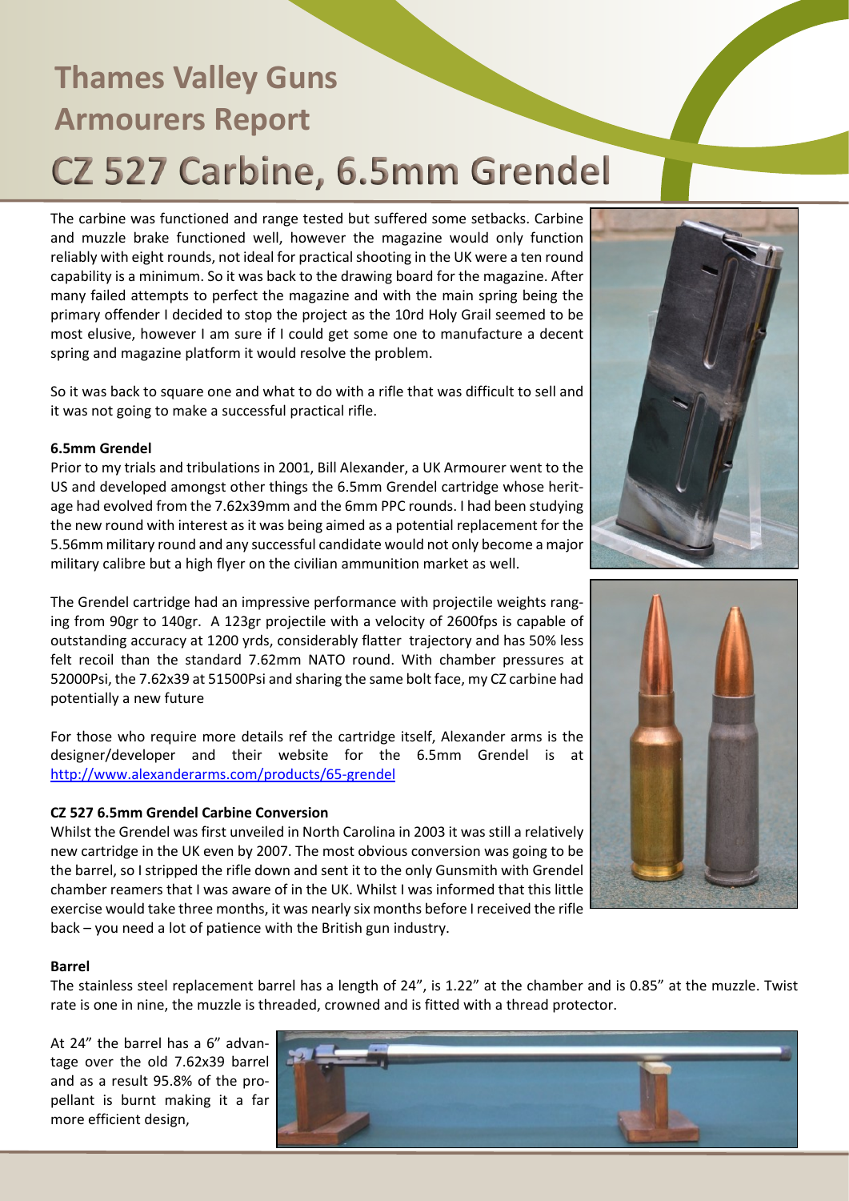# Thames Valley Guns Armourers Report

# CZ 527 Carbine, 6.5mm Grendel

The carbine was functioned and range tested but suffered some setbacks. Carbine and muzzle brake functioned well, however the magazine would only function reliably with eight rounds, not ideal for practical shooting in the UK were a ten round capability is a minimum. So it was back to the drawing board for the magazine. After many failed attempts to perfect the magazine and with the main spring being the primary offender I decided to stop the project as the 10rd Holy Grail seemed to be most elusive, however I am sure if I could get some one to manufacture a decent spring and magazine platform it would resolve the problem.

So it was back to square one and what to do with a rifle that was difficult to sell and it was not going to make a successful practical rifle.

**6.5mm Grendel**

Prior to my trials and tribulations in 2001, Bill Alexander, a UK Armourer went to the US and developed amongst other things the 6.5mm Grendel cartridge whose heritage had evolved from the 7.62x39mm and the 6mm PPC rounds. I had been studying the new round with interest as it was being aimed as a potential replacement for the 5.56mm military round and any successful candidate would not only become a major military calibre but a high flyer on the civilian ammunition market as well.

The Grendel cartridge had an impressive performance with projectile weights ranging from 90gr to 140gr. A 123gr projectile with a velocity of 2600fps is capable of outstanding accuracy at 1200 yrds, considerably flatter trajectory and has 50% less felt recoil than the standard 7.62mm NATO round. With chamber pressures at 52000Psi, the 7.62x39 at 51500Psi and sharing the same bolt face, my CZ carbine had potentially a new future

For those who require more details ref the cartridge itself, Alexander arms is the designer/developer and their website for the 6.5mm Grendel is at http://www.alexanderarms.com/products/65-grendel

**CZ 527 6.5mm Grendel Carbine Conversion**

Whilst the Grendel was first unveiled in North Carolina in 2003 it was still a relatively new cartridge in the UK even by 2007. The most obvious conversion was going to be the barrel, so I stripped the rifle down and sent it to the only Gunsmith with Grendel chamber reamers that I was aware of in the UK. Whilst I was informed that this little exercise would take three months, it was nearly six months before I received the rifle back – you need a lot of patience with the British gun industry.

**Barrel**

The stainless steel replacement barrel has a length of 24", is 1.22" at the chamber and is 0.85" at the muzzle. Twist rate is one in nine, the muzzle is threaded, crowned and is fitted with a thread protector.

At 24" the barrel has a 6" advantage over the old 7.62x39 barrel and as a result 95.8% of the propellant is burnt making it a far more efficient design,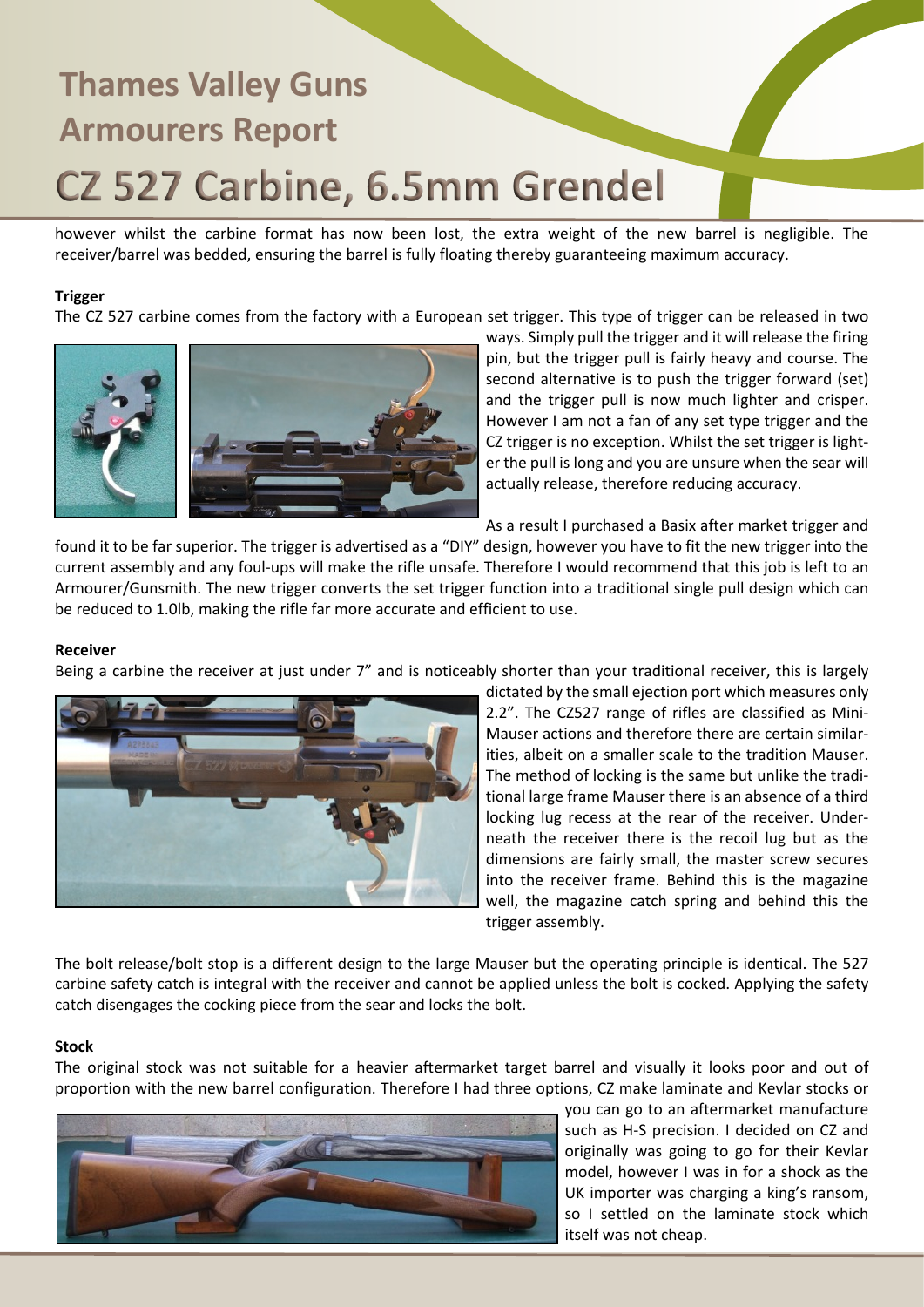# Thames Valley Guns
## Armourers Report
# CZ 527 Carbine, 6.5mm Grendel

however whilst the carbine format has now been lost, the extra weight of the new barrel is negligible. The receiver/barrel was bedded, ensuring the barrel is fully floating thereby guaranteeing maximum accuracy.

**Trigger**

The CZ 527 carbine comes from the factory with a European set trigger. This type of trigger can be released in two ways. Simply pull the trigger and it will release the firing pin, but the trigger pull is fairly heavy and course. The second alternative is to push the trigger forward (set) and the trigger pull is now much lighter and crisper. However I am not a fan of any set type trigger and the CZ trigger is no exception. Whilst the set trigger is lighter the pull is long and you are unsure when the sear will actually release, therefore reducing accuracy.

As a result I purchased a Basix after market trigger and found it to be far superior. The trigger is advertised as a "DIY" design, however you have to fit the new trigger into the current assembly and any foul-ups will make the rifle unsafe. Therefore I would recommend that this job is left to an Armourer/Gunsmith. The new trigger converts the set trigger function into a traditional single pull design which can be reduced to 1.0lb, making the rifle far more accurate and efficient to use.

**Receiver**

Being a carbine the receiver at just under 7" and is noticeably shorter than your traditional receiver, this is largely dictated by the small ejection port which measures only 2.2". The CZ527 range of rifles are classified as Mini-Mauser actions and therefore there are certain similarities, albeit on a smaller scale to the tradition Mauser. The method of locking is the same but unlike the traditional large frame Mauser there is an absence of a third locking lug recess at the rear of the receiver. Underneath the receiver there is the recoil lug but as the dimensions are fairly small, the master screw secures into the receiver frame. Behind this is the magazine well, the magazine catch spring and behind this the trigger assembly.

The bolt release/bolt stop is a different design to the large Mauser but the operating principle is identical. The 527 carbine safety catch is integral with the receiver and cannot be applied unless the bolt is cocked. Applying the safety catch disengages the cocking piece from the sear and locks the bolt.

**Stock**

The original stock was not suitable for a heavier aftermarket target barrel and visually it looks poor and out of proportion with the new barrel configuration. Therefore I had three options, CZ make laminate and Kevlar stocks or you can go to an aftermarket manufacture such as H-S precision. I decided on CZ and originally was going to go for their Kevlar model, however I was in for a shock as the UK importer was charging a king's ransom, so I settled on the laminate stock which itself was not cheap.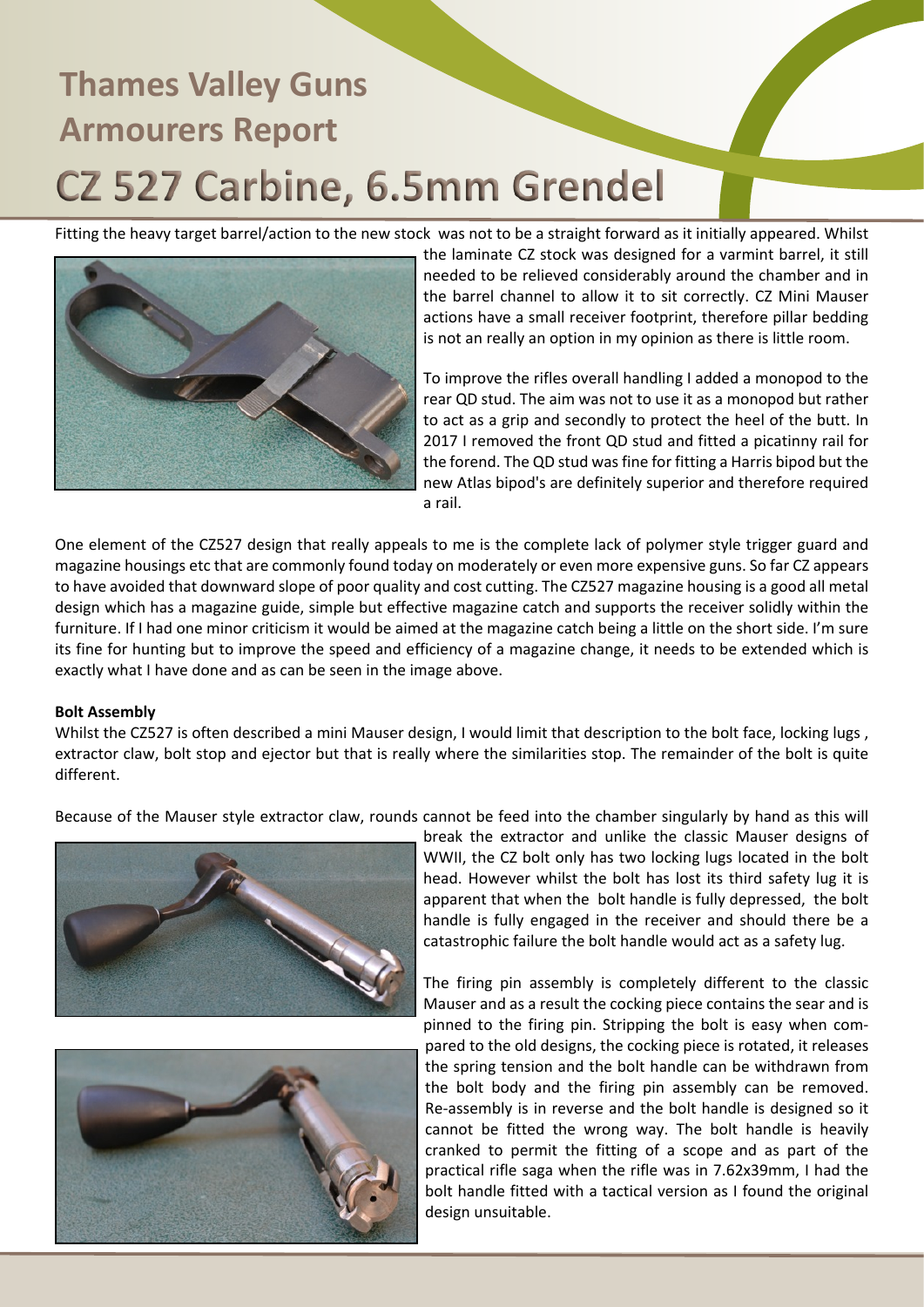# Thames Valley Guns
# Armourers Report
# CZ 527 Carbine, 6.5mm Grendel

Fitting the heavy target barrel/action to the new stock was not to be a straight forward as it initially appeared. Whilst the laminate CZ stock was designed for a varmint barrel, it still needed to be relieved considerably around the chamber and in the barrel channel to allow it to sit correctly. CZ Mini Mauser actions have a small receiver footprint, therefore pillar bedding is not an really an option in my opinion as there is little room.

To improve the rifles overall handling I added a monopod to the rear QD stud. The aim was not to use it as a monopod but rather to act as a grip and secondly to protect the heel of the butt. In 2017 I removed the front QD stud and fitted a picatinny rail for the forend. The QD stud was fine for fitting a Harris bipod but the new Atlas bipod's are definitely superior and therefore required a rail.

One element of the CZ527 design that really appeals to me is the complete lack of polymer style trigger guard and magazine housings etc that are commonly found today on moderately or even more expensive guns. So far CZ appears to have avoided that downward slope of poor quality and cost cutting. The CZ527 magazine housing is a good all metal design which has a magazine guide, simple but effective magazine catch and supports the receiver solidly within the furniture. If I had one minor criticism it would be aimed at the magazine catch being a little on the short side. I'm sure its fine for hunting but to improve the speed and efficiency of a magazine change, it needs to be extended which is exactly what I have done and as can be seen in the image above.

**Bolt Assembly**

Whilst the CZ527 is often described a mini Mauser design, I would limit that description to the bolt face, locking lugs , extractor claw, bolt stop and ejector but that is really where the similarities stop. The remainder of the bolt is quite different.

Because of the Mauser style extractor claw, rounds cannot be feed into the chamber singularly by hand as this will break the extractor and unlike the classic Mauser designs of WWII, the CZ bolt only has two locking lugs located in the bolt head. However whilst the bolt has lost its third safety lug it is apparent that when the bolt handle is fully depressed, the bolt handle is fully engaged in the receiver and should there be a catastrophic failure the bolt handle would act as a safety lug.

The firing pin assembly is completely different to the classic Mauser and as a result the cocking piece contains the sear and is pinned to the firing pin. Stripping the bolt is easy when compared to the old designs, the cocking piece is rotated, it releases the spring tension and the bolt handle can be withdrawn from the bolt body and the firing pin assembly can be removed. Re-assembly is in reverse and the bolt handle is designed so it cannot be fitted the wrong way. The bolt handle is heavily cranked to permit the fitting of a scope and as part of the practical rifle saga when the rifle was in 7.62x39mm, I had the bolt handle fitted with a tactical version as I found the original design unsuitable.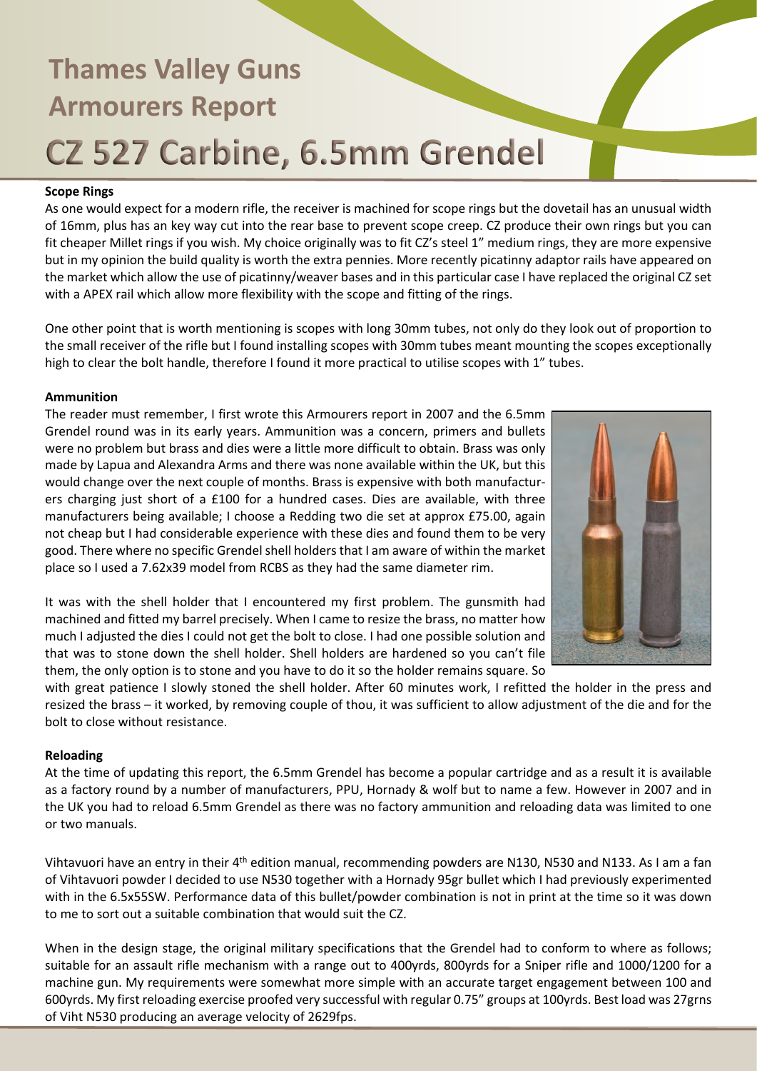# Thames Valley Guns
## Armourers Report
# CZ 527 Carbine, 6.5mm Grendel

**Scope Rings**

As one would expect for a modern rifle, the receiver is machined for scope rings but the dovetail has an unusual width of 16mm, plus has an key way cut into the rear base to prevent scope creep. CZ produce their own rings but you can fit cheaper Millet rings if you wish. My choice originally was to fit CZ's steel 1" medium rings, they are more expensive but in my opinion the build quality is worth the extra pennies. More recently picatinny adaptor rails have appeared on the market which allow the use of picatinny/weaver bases and in this particular case I have replaced the original CZ set with a APEX rail which allow more flexibility with the scope and fitting of the rings.

One other point that is worth mentioning is scopes with long 30mm tubes, not only do they look out of proportion to the small receiver of the rifle but I found installing scopes with 30mm tubes meant mounting the scopes exceptionally high to clear the bolt handle, therefore I found it more practical to utilise scopes with 1" tubes.

**Ammunition**

The reader must remember, I first wrote this Armourers report in 2007 and the 6.5mm Grendel round was in its early years. Ammunition was a concern, primers and bullets were no problem but brass and dies were a little more difficult to obtain. Brass was only made by Lapua and Alexandra Arms and there was none available within the UK, but this would change over the next couple of months. Brass is expensive with both manufacturers charging just short of a £100 for a hundred cases. Dies are available, with three manufacturers being available; I choose a Redding two die set at approx £75.00, again not cheap but I had considerable experience with these dies and found them to be very good. There where no specific Grendel shell holders that I am aware of within the market place so I used a 7.62x39 model from RCBS as they had the same diameter rim.

It was with the shell holder that I encountered my first problem. The gunsmith had machined and fitted my barrel precisely. When I came to resize the brass, no matter how much I adjusted the dies I could not get the bolt to close. I had one possible solution and that was to stone down the shell holder. Shell holders are hardened so you can't file them, the only option is to stone and you have to do it so the holder remains square. So with great patience I slowly stoned the shell holder. After 60 minutes work, I refitted the holder in the press and resized the brass – it worked, by removing couple of thou, it was sufficient to allow adjustment of the die and for the bolt to close without resistance.

**Reloading**

At the time of updating this report, the 6.5mm Grendel has become a popular cartridge and as a result it is available as a factory round by a number of manufacturers, PPU, Hornady & wolf but to name a few. However in 2007 and in the UK you had to reload 6.5mm Grendel as there was no factory ammunition and reloading data was limited to one or two manuals.

Vihtavuori have an entry in their 4th edition manual, recommending powders are N130, N530 and N133. As I am a fan of Vihtavuori powder I decided to use N530 together with a Hornady 95gr bullet which I had previously experimented with in the 6.5x55SW. Performance data of this bullet/powder combination is not in print at the time so it was down to me to sort out a suitable combination that would suit the CZ.

When in the design stage, the original military specifications that the Grendel had to conform to where as follows; suitable for an assault rifle mechanism with a range out to 400yrds, 800yrds for a Sniper rifle and 1000/1200 for a machine gun. My requirements were somewhat more simple with an accurate target engagement between 100 and 600yrds. My first reloading exercise proofed very successful with regular 0.75" groups at 100yrds. Best load was 27grns of Viht N530 producing an average velocity of 2629fps.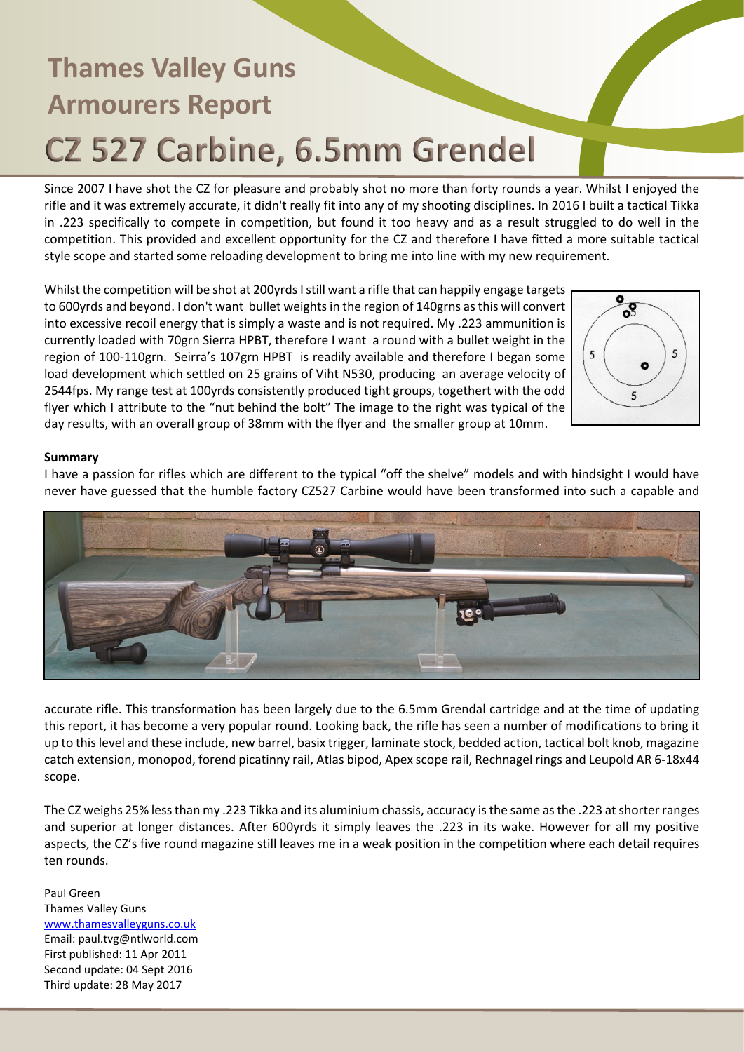# Thames Valley Guns
# Armourers Report
# CZ 527 Carbine, 6.5mm Grendel

Since 2007 I have shot the CZ for pleasure and probably shot no more than forty rounds a year. Whilst I enjoyed the rifle and it was extremely accurate, it didn't really fit into any of my shooting disciplines. In 2016 I built a tactical Tikka in .223 specifically to compete in competition, but found it too heavy and as a result struggled to do well in the competition. This provided and excellent opportunity for the CZ and therefore I have fitted a more suitable tactical style scope and started some reloading development to bring me into line with my new requirement.

Whilst the competition will be shot at 200yrds I still want a rifle that can happily engage targets to 600yrds and beyond. I don't want bullet weights in the region of 140grns as this will convert into excessive recoil energy that is simply a waste and is not required. My .223 ammunition is currently loaded with 70grn Sierra HPBT, therefore I want a round with a bullet weight in the region of 100-110grn. Seirra's 107grn HPBT is readily available and therefore I began some load development which settled on 25 grains of Viht N530, producing an average velocity of 2544fps. My range test at 100yrds consistently produced tight groups, togethert with the odd flyer which I attribute to the "nut behind the bolt" The image to the right was typical of the day results, with an overall group of 38mm with the flyer and the smaller group at 10mm.

**Summary**

I have a passion for rifles which are different to the typical "off the shelve" models and with hindsight I would have never have guessed that the humble factory CZ527 Carbine would have been transformed into such a capable and accurate rifle. This transformation has been largely due to the 6.5mm Grendal cartridge and at the time of updating this report, it has become a very popular round. Looking back, the rifle has seen a number of modifications to bring it up to this level and these include, new barrel, basix trigger, laminate stock, bedded action, tactical bolt knob, magazine catch extension, monopod, forend picatinny rail, Atlas bipod, Apex scope rail, Rechnagel rings and Leupold AR 6-18x44 scope.

The CZ weighs 25% less than my .223 Tikka and its aluminium chassis, accuracy is the same as the .223 at shorter ranges and superior at longer distances. After 600yrds it simply leaves the .223 in its wake. However for all my positive aspects, the CZ's five round magazine still leaves me in a weak position in the competition where each detail requires ten rounds.

Paul Green
Thames Valley Guns
www.thamesvalleyguns.co.uk
Email: paul.tvg@ntlworld.com
First published: 11 Apr 2011
Second update: 04 Sept 2016
Third update: 28 May 2017